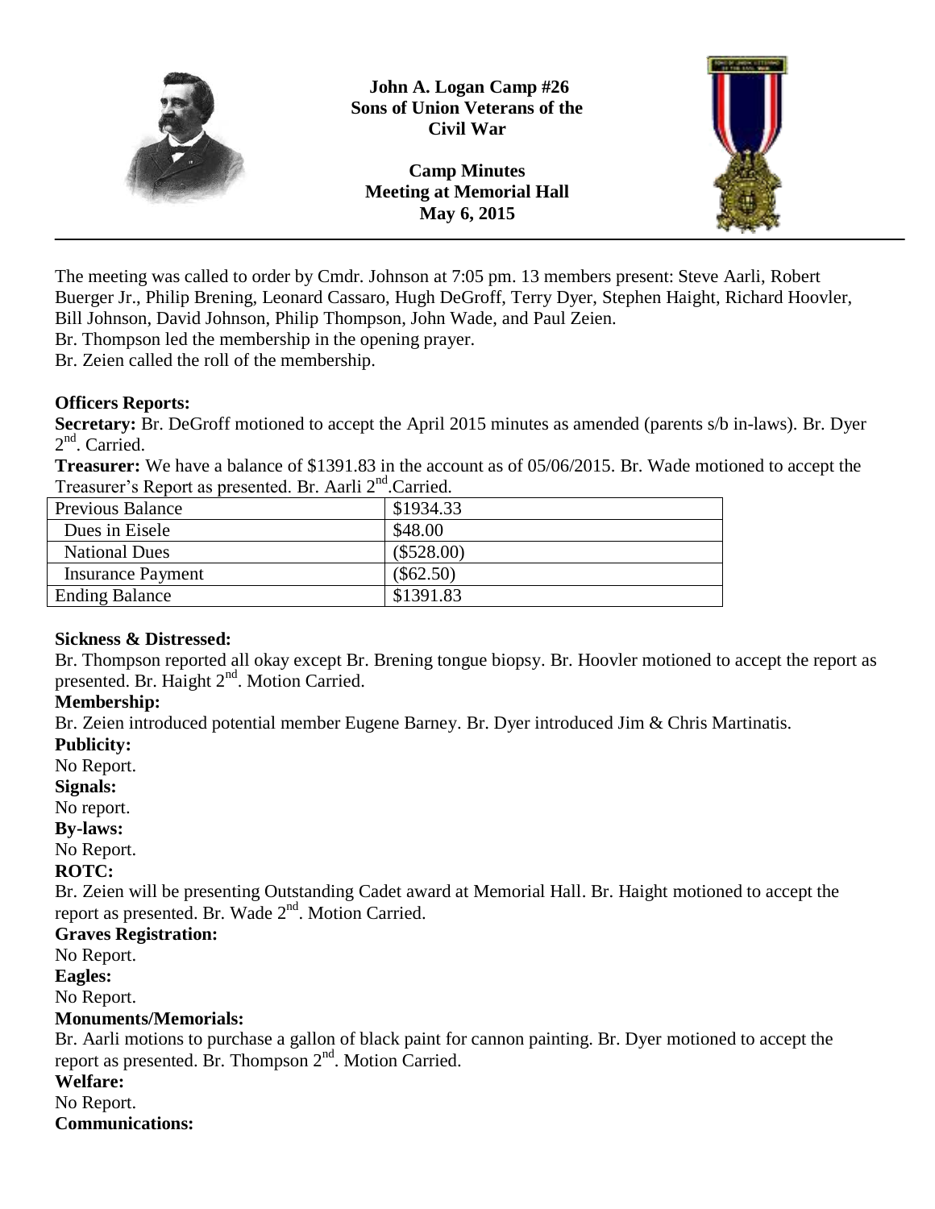**John A. Logan Camp #26**
**Sons of Union Veterans of the Civil War**

**Camp Minutes**
**Meeting at Memorial Hall**
**May 6, 2015**

---

The meeting was called to order by Cmdr. Johnson at 7:05 pm. 13 members present: Steve Aarli, Robert Buerger Jr., Philip Brening, Leonard Cassaro, Hugh DeGroff, Terry Dyer, Stephen Haight, Richard Hoovler, Bill Johnson, David Johnson, Philip Thompson, John Wade, and Paul Zeien.
Br. Thompson led the membership in the opening prayer.
Br. Zeien called the roll of the membership.

**Officers Reports:**
**Secretary:** Br. DeGroff motioned to accept the April 2015 minutes as amended (parents s/b in-laws). Br. Dyer 2nd. Carried.
**Treasurer:** We have a balance of $1391.83 in the account as of 05/06/2015. Br. Wade motioned to accept the Treasurer's Report as presented. Br. Aarli 2nd.Carried.

| Previous Balance | $1934.33 |
|---|---|
| Dues in Eisele | $48.00 |
| National Dues | ($528.00) |
| Insurance Payment | ($62.50) |
| Ending Balance | $1391.83 |

**Sickness & Distressed:**
Br. Thompson reported all okay except Br. Brening tongue biopsy. Br. Hoovler motioned to accept the report as presented. Br. Haight 2nd. Motion Carried.
**Membership:**
Br. Zeien introduced potential member Eugene Barney. Br. Dyer introduced Jim & Chris Martinatis.
**Publicity:**
No Report.
**Signals:**
No report.
**By-laws:**
No Report.
**ROTC:**
Br. Zeien will be presenting Outstanding Cadet award at Memorial Hall. Br. Haight motioned to accept the report as presented. Br. Wade 2nd. Motion Carried.
**Graves Registration:**
No Report.
**Eagles:**
No Report.
**Monuments/Memorials:**
Br. Aarli motions to purchase a gallon of black paint for cannon painting. Br. Dyer motioned to accept the report as presented. Br. Thompson 2nd. Motion Carried.
**Welfare:**
No Report.
**Communications:**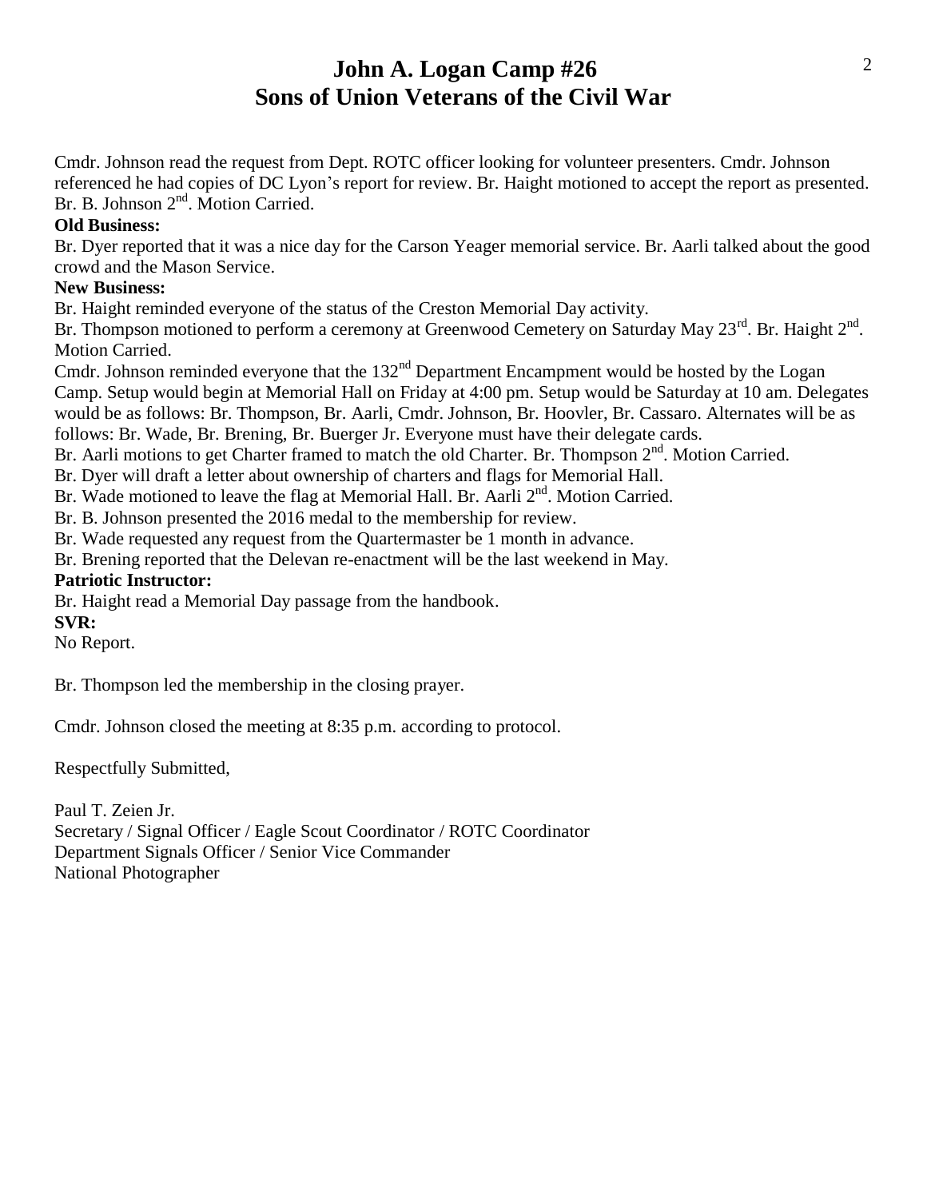# John A. Logan Camp #26
# Sons of Union Veterans of the Civil War

Cmdr. Johnson read the request from Dept. ROTC officer looking for volunteer presenters. Cmdr. Johnson referenced he had copies of DC Lyon's report for review. Br. Haight motioned to accept the report as presented. Br. B. Johnson 2nd. Motion Carried.

**Old Business:**

Br. Dyer reported that it was a nice day for the Carson Yeager memorial service. Br. Aarli talked about the good crowd and the Mason Service.

**New Business:**

Br. Haight reminded everyone of the status of the Creston Memorial Day activity.

Br. Thompson motioned to perform a ceremony at Greenwood Cemetery on Saturday May 23rd. Br. Haight 2nd. Motion Carried.

Cmdr. Johnson reminded everyone that the 132nd Department Encampment would be hosted by the Logan Camp. Setup would begin at Memorial Hall on Friday at 4:00 pm. Setup would be Saturday at 10 am. Delegates would be as follows: Br. Thompson, Br. Aarli, Cmdr. Johnson, Br. Hoovler, Br. Cassaro. Alternates will be as follows: Br. Wade, Br. Brening, Br. Buerger Jr. Everyone must have their delegate cards.

Br. Aarli motions to get Charter framed to match the old Charter. Br. Thompson 2nd. Motion Carried.

Br. Dyer will draft a letter about ownership of charters and flags for Memorial Hall.

Br. Wade motioned to leave the flag at Memorial Hall. Br. Aarli 2nd. Motion Carried.

Br. B. Johnson presented the 2016 medal to the membership for review.

Br. Wade requested any request from the Quartermaster be 1 month in advance.

Br. Brening reported that the Delevan re-enactment will be the last weekend in May.

**Patriotic Instructor:**

Br. Haight read a Memorial Day passage from the handbook.

**SVR:**

No Report.

Br. Thompson led the membership in the closing prayer.

Cmdr. Johnson closed the meeting at 8:35 p.m. according to protocol.

Respectfully Submitted,

Paul T. Zeien Jr.
Secretary / Signal Officer / Eagle Scout Coordinator / ROTC Coordinator
Department Signals Officer / Senior Vice Commander
National Photographer